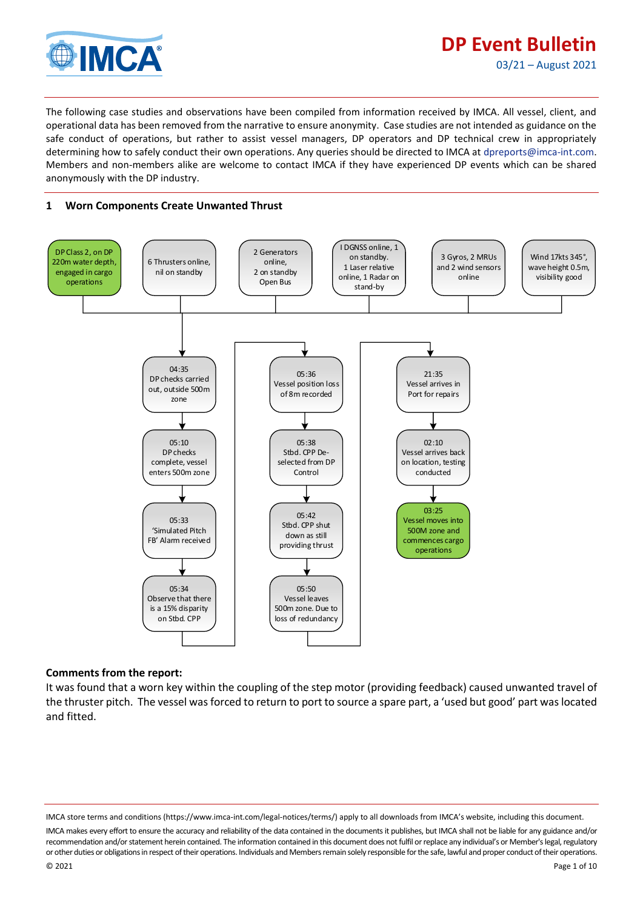# DP Event Bulletin

03/21 – August 2021

The following case studies and observations have been compiled from information received by IMCA. All vessel, client, and operational data has been removed from the narrative to ensure anonymity. Case studies are not intended as guidance on the safe conduct of operations, but rather to assist vessel managers, DP operators and DP technical crew in appropriately determining how to safely conduct their own operations. Any queries should be directed to IMCA at dpreports@imca-int.com. Members and non-members alike are welcome to contact IMCA if they have experienced DP events which can be shared anonymously with the DP industry.

## 1 Worn Components Create Unwanted Thrust

- DP Class 2, on DP 220m water depth, engaged in cargo operations
- 6 Thrusters online, nil on standby
- 2 Generators online, 2 on standby Open Bus
- I DGNSS online, 1 on standby. 1 Laser relative online, 1 Radar on stand-by
- 3 Gyros, 2 MRUs and 2 wind sensors online
- Wind 17kts 345°, wave height 0.5m, visibility good

1. 04:35 DP checks carried out, outside 500m zone
2. 05:10 DP checks complete, vessel enters 500m zone
3. 05:33 'Simulated Pitch FB' Alarm received
4. 05:34 Observe that there is a 15% disparity on Stbd. CPP
5. 05:36 Vessel position loss of 8m recorded
6. 05:38 Stbd. CPP De-selected from DP Control
7. 05:42 Stbd. CPP shut down as still providing thrust
8. 05:50 Vessel leaves 500m zone. Due to loss of redundancy
9. 21:35 Vessel arrives in Port for repairs
10. 02:10 Vessel arrives back on location, testing conducted
11. 03:25 Vessel moves into 500M zone and commences cargo operations

**Comments from the report:**

It was found that a worn key within the coupling of the step motor (providing feedback) caused unwanted travel of the thruster pitch. The vessel was forced to return to port to source a spare part, a 'used but good' part was located and fitted.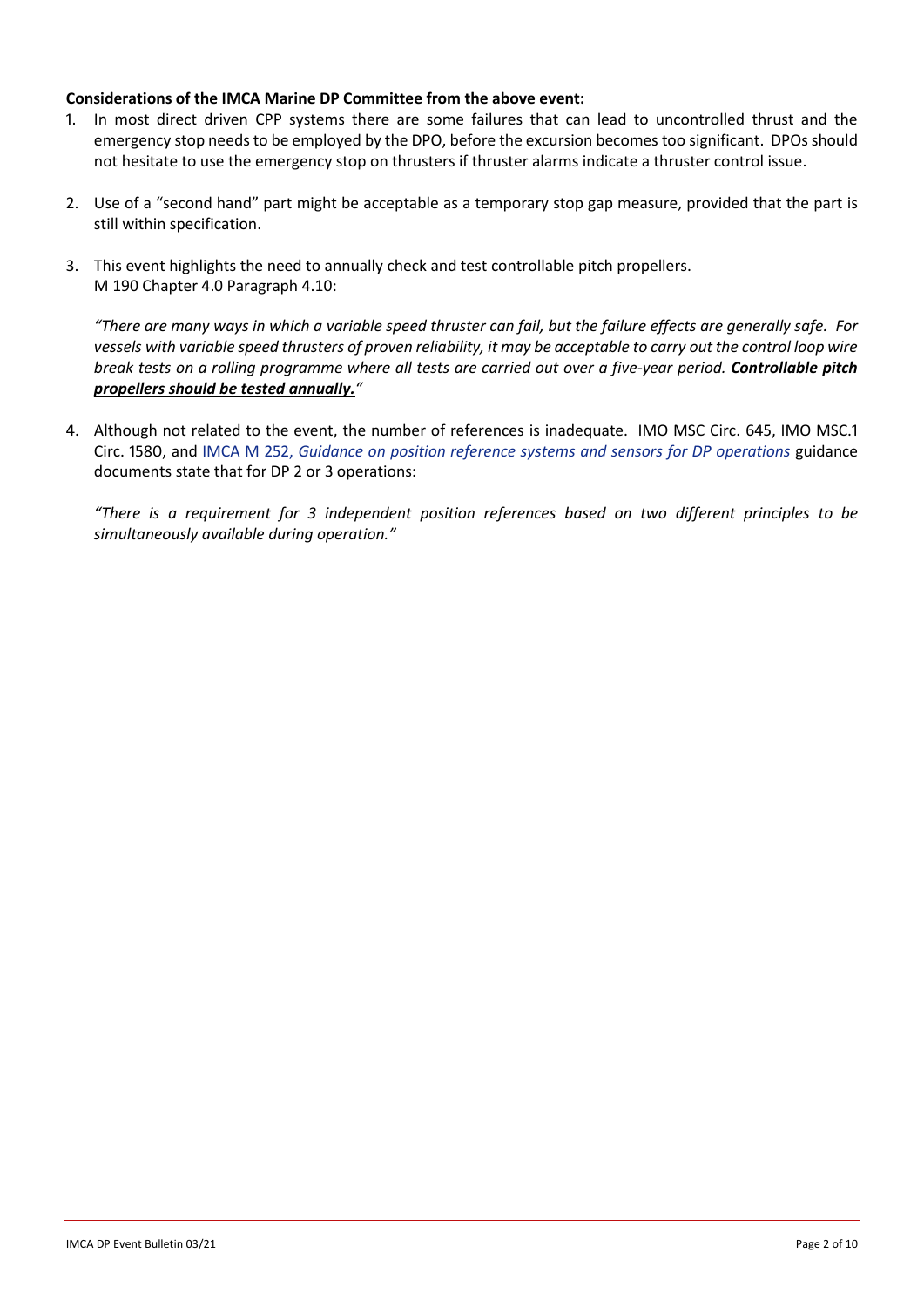**Considerations of the IMCA Marine DP Committee from the above event:**

1. In most direct driven CPP systems there are some failures that can lead to uncontrolled thrust and the emergency stop needs to be employed by the DPO, before the excursion becomes too significant. DPOs should not hesitate to use the emergency stop on thrusters if thruster alarms indicate a thruster control issue.

2. Use of a "second hand" part might be acceptable as a temporary stop gap measure, provided that the part is still within specification.

3. This event highlights the need to annually check and test controllable pitch propellers.
   M 190 Chapter 4.0 Paragraph 4.10:

   *"There are many ways in which a variable speed thruster can fail, but the failure effects are generally safe. For vessels with variable speed thrusters of proven reliability, it may be acceptable to carry out the control loop wire break tests on a rolling programme where all tests are carried out over a five-year period.* ***Controllable pitch propellers should be tested annually.****"*

4. Although not related to the event, the number of references is inadequate. IMO MSC Circ. 645, IMO MSC.1 Circ. 1580, and IMCA M 252, *Guidance on position reference systems and sensors for DP operations* guidance documents state that for DP 2 or 3 operations:

   *"There is a requirement for 3 independent position references based on two different principles to be simultaneously available during operation."*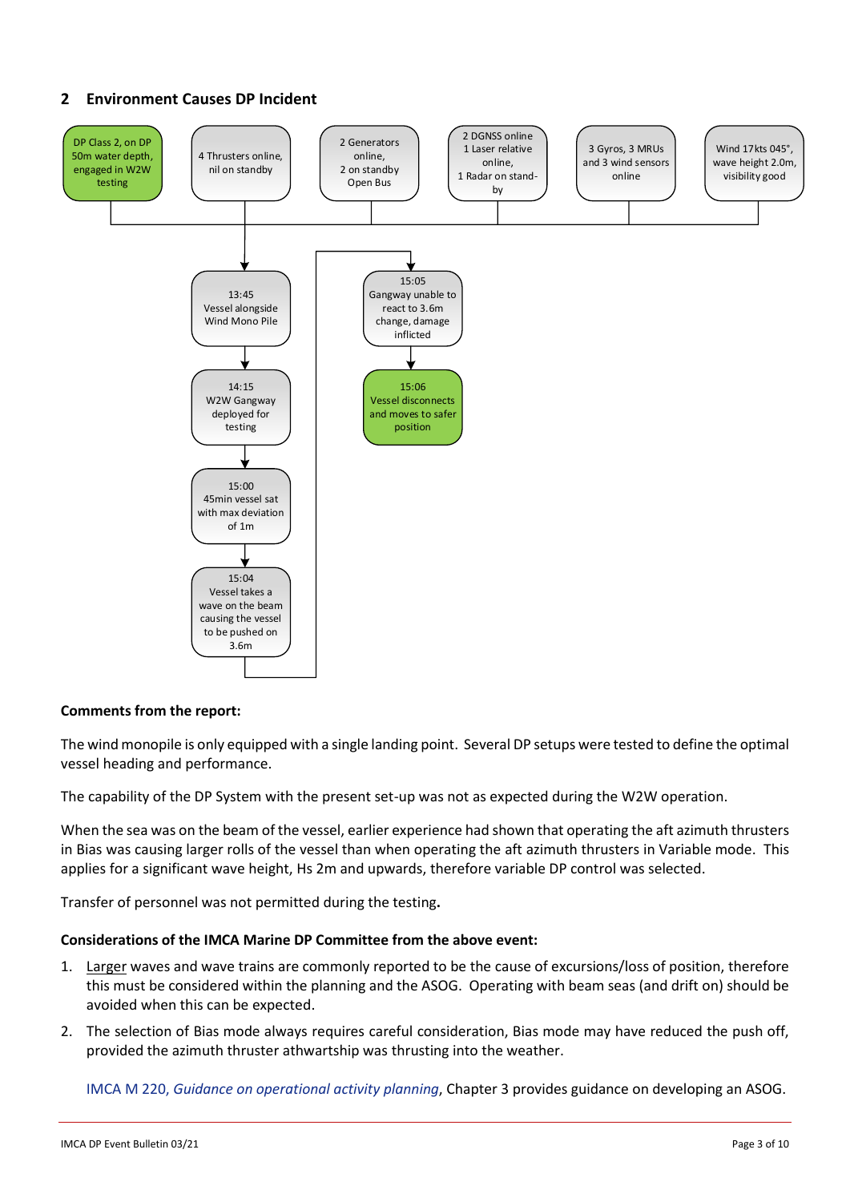## 2 Environment Causes DP Incident

DP Class 2, on DP 50m water depth, engaged in W2W testing

4 Thrusters online, nil on standby

2 Generators online, 2 on standby Open Bus

2 DGNSS online 1 Laser relative online, 1 Radar on stand-by

3 Gyros, 3 MRUs and 3 wind sensors online

Wind 17kts 045°, wave height 2.0m, visibility good

13:45 Vessel alongside Wind Mono Pile

14:15 W2W Gangway deployed for testing

15:00 45min vessel sat with max deviation of 1m

15:04 Vessel takes a wave on the beam causing the vessel to be pushed on 3.6m

15:05 Gangway unable to react to 3.6m change, damage inflicted

15:06 Vessel disconnects and moves to safer position

**Comments from the report:**

The wind monopile is only equipped with a single landing point. Several DP setups were tested to define the optimal vessel heading and performance.

The capability of the DP System with the present set-up was not as expected during the W2W operation.

When the sea was on the beam of the vessel, earlier experience had shown that operating the aft azimuth thrusters in Bias was causing larger rolls of the vessel than when operating the aft azimuth thrusters in Variable mode. This applies for a significant wave height, Hs 2m and upwards, therefore variable DP control was selected.

Transfer of personnel was not permitted during the testing**.**

**Considerations of the IMCA Marine DP Committee from the above event:**

1. Larger waves and wave trains are commonly reported to be the cause of excursions/loss of position, therefore this must be considered within the planning and the ASOG. Operating with beam seas (and drift on) should be avoided when this can be expected.
2. The selection of Bias mode always requires careful consideration, Bias mode may have reduced the push off, provided the azimuth thruster athwartship was thrusting into the weather.

IMCA M 220, *Guidance on operational activity planning*, Chapter 3 provides guidance on developing an ASOG.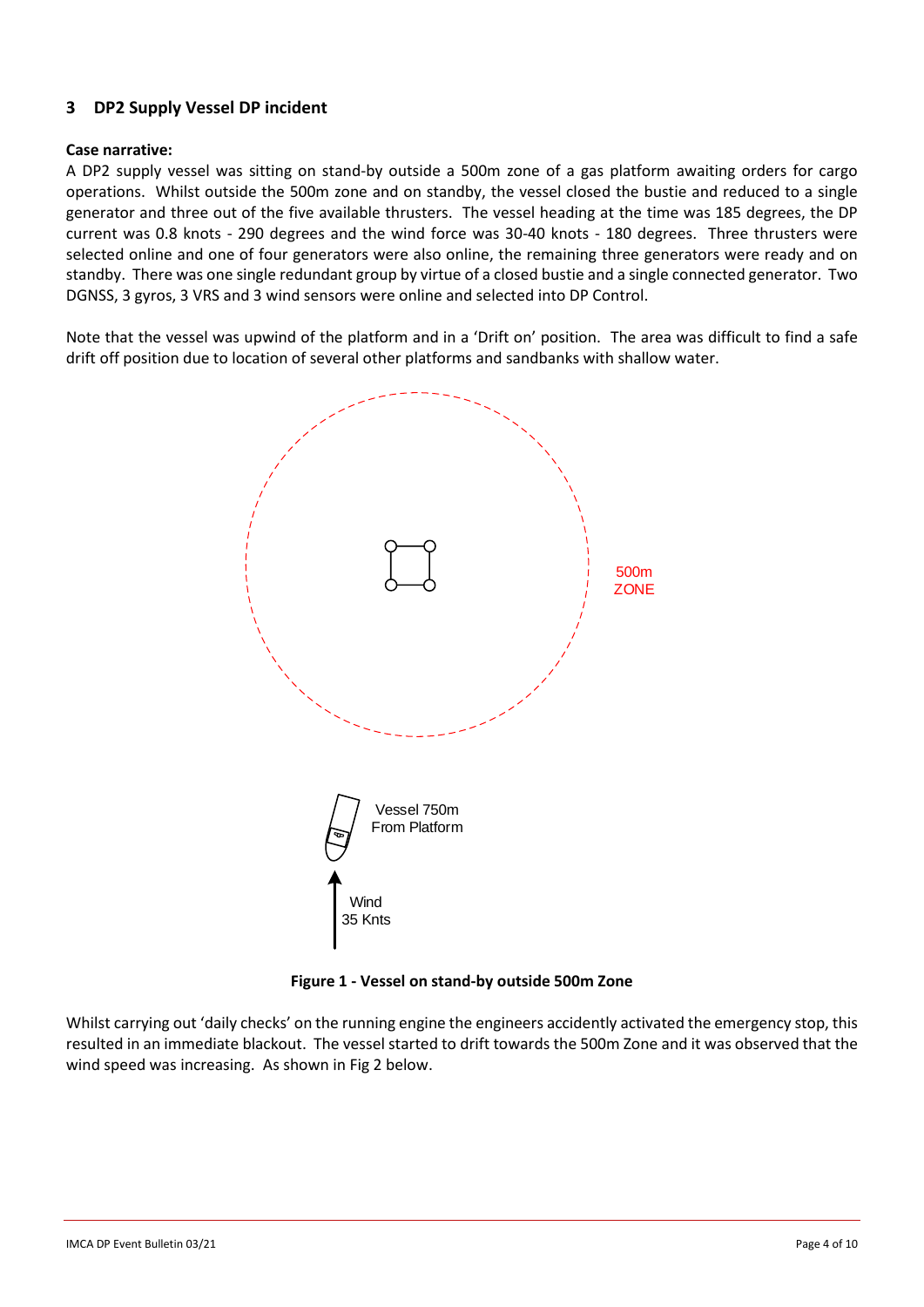## 3 DP2 Supply Vessel DP incident

**Case narrative:**

A DP2 supply vessel was sitting on stand-by outside a 500m zone of a gas platform awaiting orders for cargo operations. Whilst outside the 500m zone and on standby, the vessel closed the bustie and reduced to a single generator and three out of the five available thrusters. The vessel heading at the time was 185 degrees, the DP current was 0.8 knots - 290 degrees and the wind force was 30-40 knots - 180 degrees. Three thrusters were selected online and one of four generators were also online, the remaining three generators were ready and on standby. There was one single redundant group by virtue of a closed bustie and a single connected generator. Two DGNSS, 3 gyros, 3 VRS and 3 wind sensors were online and selected into DP Control.

Note that the vessel was upwind of the platform and in a 'Drift on' position. The area was difficult to find a safe drift off position due to location of several other platforms and sandbanks with shallow water.

500m ZONE

Vessel 750m From Platform

Wind 35 Knts

**Figure 1 - Vessel on stand-by outside 500m Zone**

Whilst carrying out 'daily checks' on the running engine the engineers accidently activated the emergency stop, this resulted in an immediate blackout. The vessel started to drift towards the 500m Zone and it was observed that the wind speed was increasing. As shown in Fig 2 below.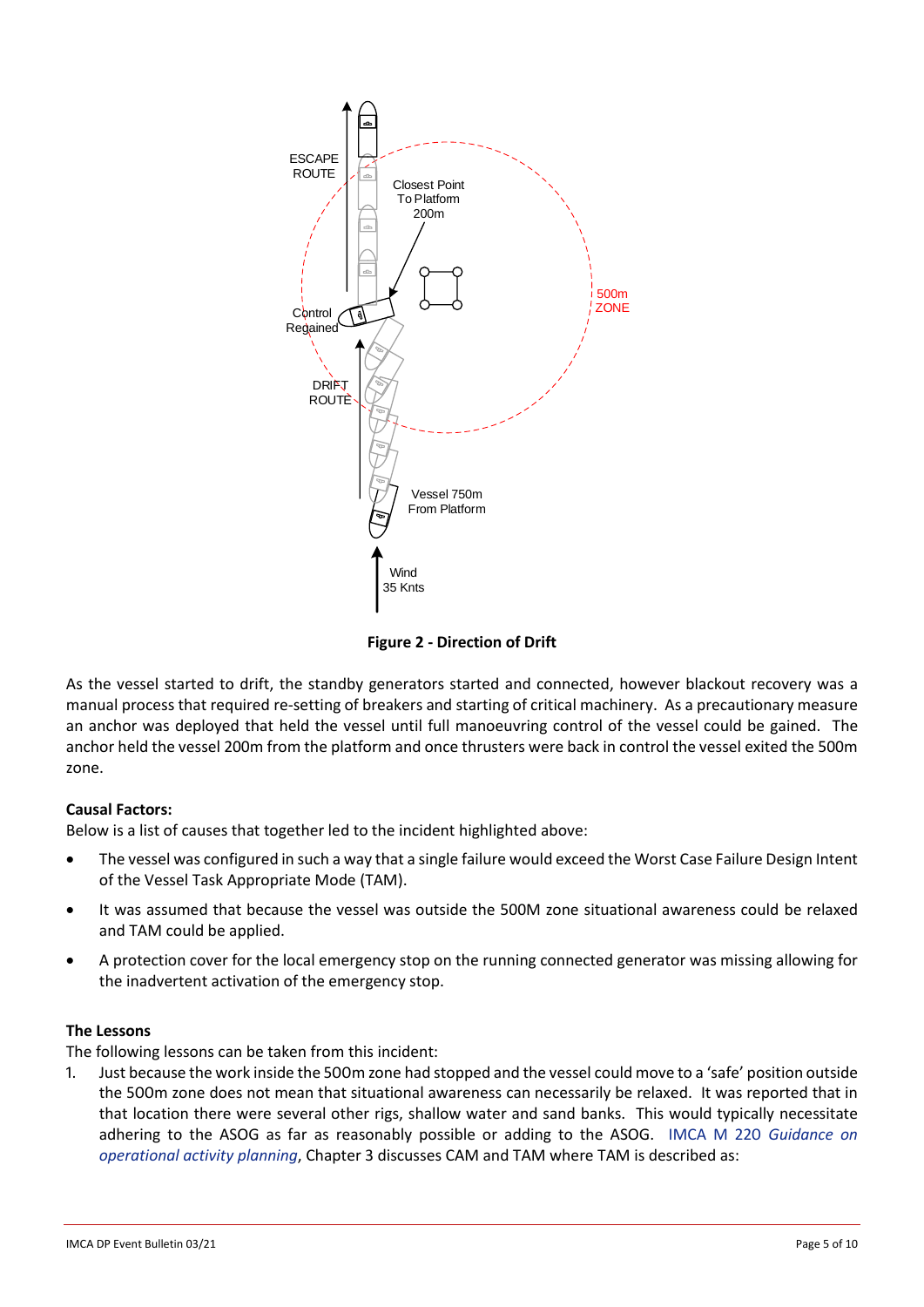**Figure 2 - Direction of Drift**

As the vessel started to drift, the standby generators started and connected, however blackout recovery was a manual process that required re-setting of breakers and starting of critical machinery. As a precautionary measure an anchor was deployed that held the vessel until full manoeuvring control of the vessel could be gained. The anchor held the vessel 200m from the platform and once thrusters were back in control the vessel exited the 500m zone.

**Causal Factors:**

Below is a list of causes that together led to the incident highlighted above:

- The vessel was configured in such a way that a single failure would exceed the Worst Case Failure Design Intent of the Vessel Task Appropriate Mode (TAM).
- It was assumed that because the vessel was outside the 500M zone situational awareness could be relaxed and TAM could be applied.
- A protection cover for the local emergency stop on the running connected generator was missing allowing for the inadvertent activation of the emergency stop.

**The Lessons**

The following lessons can be taken from this incident:

1. Just because the work inside the 500m zone had stopped and the vessel could move to a 'safe' position outside the 500m zone does not mean that situational awareness can necessarily be relaxed. It was reported that in that location there were several other rigs, shallow water and sand banks. This would typically necessitate adhering to the ASOG as far as reasonably possible or adding to the ASOG. IMCA M 220 *Guidance on operational activity planning*, Chapter 3 discusses CAM and TAM where TAM is described as: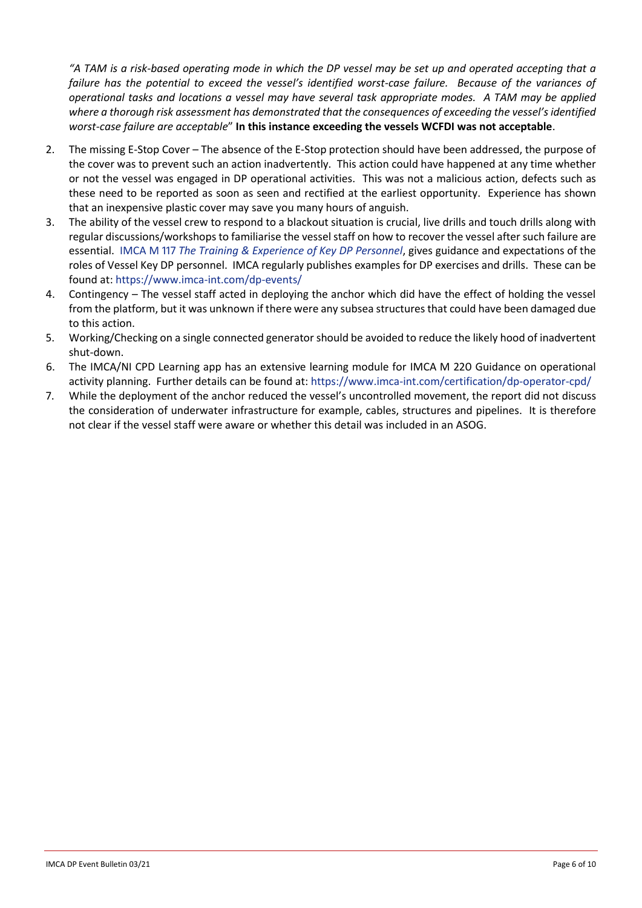*"A TAM is a risk-based operating mode in which the DP vessel may be set up and operated accepting that a failure has the potential to exceed the vessel's identified worst-case failure. Because of the variances of operational tasks and locations a vessel may have several task appropriate modes. A TAM may be applied where a thorough risk assessment has demonstrated that the consequences of exceeding the vessel's identified worst-case failure are acceptable*" **In this instance exceeding the vessels WCFDI was not acceptable**.

2. The missing E-Stop Cover – The absence of the E-Stop protection should have been addressed, the purpose of the cover was to prevent such an action inadvertently. This action could have happened at any time whether or not the vessel was engaged in DP operational activities. This was not a malicious action, defects such as these need to be reported as soon as seen and rectified at the earliest opportunity. Experience has shown that an inexpensive plastic cover may save you many hours of anguish.
3. The ability of the vessel crew to respond to a blackout situation is crucial, live drills and touch drills along with regular discussions/workshops to familiarise the vessel staff on how to recover the vessel after such failure are essential. IMCA M 117 *The Training & Experience of Key DP Personnel*, gives guidance and expectations of the roles of Vessel Key DP personnel. IMCA regularly publishes examples for DP exercises and drills. These can be found at: https://www.imca-int.com/dp-events/
4. Contingency – The vessel staff acted in deploying the anchor which did have the effect of holding the vessel from the platform, but it was unknown if there were any subsea structures that could have been damaged due to this action.
5. Working/Checking on a single connected generator should be avoided to reduce the likely hood of inadvertent shut-down.
6. The IMCA/NI CPD Learning app has an extensive learning module for IMCA M 220 Guidance on operational activity planning. Further details can be found at: https://www.imca-int.com/certification/dp-operator-cpd/
7. While the deployment of the anchor reduced the vessel's uncontrolled movement, the report did not discuss the consideration of underwater infrastructure for example, cables, structures and pipelines. It is therefore not clear if the vessel staff were aware or whether this detail was included in an ASOG.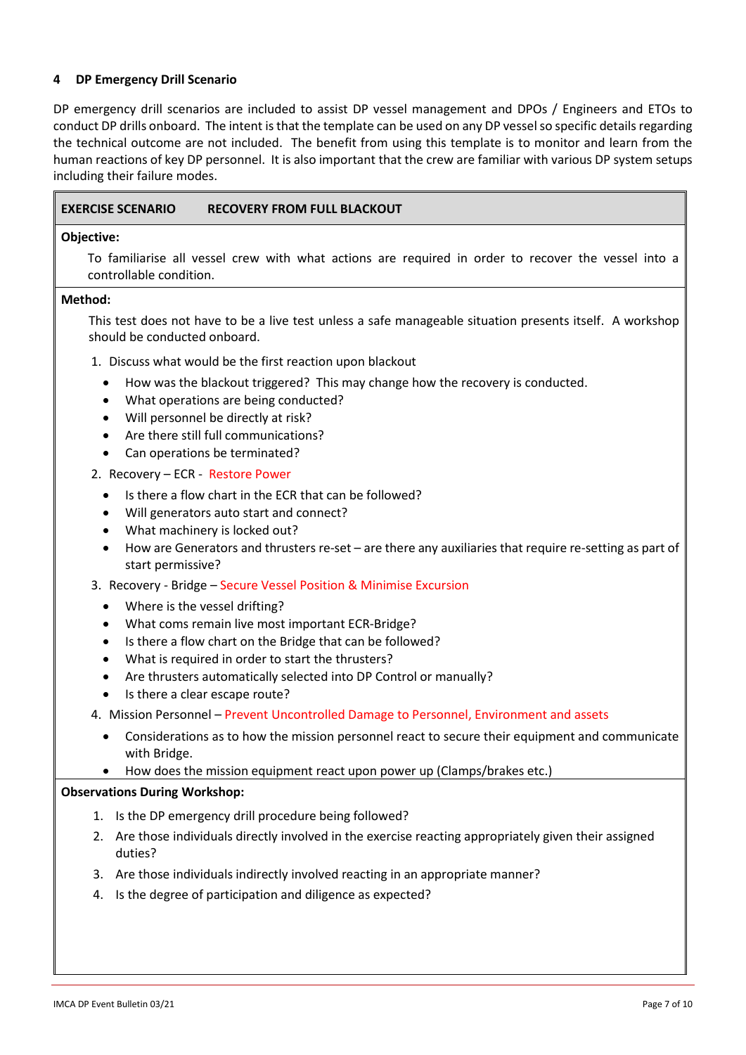## 4 DP Emergency Drill Scenario

DP emergency drill scenarios are included to assist DP vessel management and DPOs / Engineers and ETOs to conduct DP drills onboard. The intent is that the template can be used on any DP vessel so specific details regarding the technical outcome are not included. The benefit from using this template is to monitor and learn from the human reactions of key DP personnel. It is also important that the crew are familiar with various DP system setups including their failure modes.

**EXERCISE SCENARIO  RECOVERY FROM FULL BLACKOUT**

**Objective:**

To familiarise all vessel crew with what actions are required in order to recover the vessel into a controllable condition.

**Method:**

This test does not have to be a live test unless a safe manageable situation presents itself. A workshop should be conducted onboard.

1. Discuss what would be the first reaction upon blackout
   - How was the blackout triggered? This may change how the recovery is conducted.
   - What operations are being conducted?
   - Will personnel be directly at risk?
   - Are there still full communications?
   - Can operations be terminated?
2. Recovery – ECR - Restore Power
   - Is there a flow chart in the ECR that can be followed?
   - Will generators auto start and connect?
   - What machinery is locked out?
   - How are Generators and thrusters re-set – are there any auxiliaries that require re-setting as part of start permissive?
3. Recovery - Bridge – Secure Vessel Position & Minimise Excursion
   - Where is the vessel drifting?
   - What coms remain live most important ECR-Bridge?
   - Is there a flow chart on the Bridge that can be followed?
   - What is required in order to start the thrusters?
   - Are thrusters automatically selected into DP Control or manually?
   - Is there a clear escape route?
4. Mission Personnel – Prevent Uncontrolled Damage to Personnel, Environment and assets
   - Considerations as to how the mission personnel react to secure their equipment and communicate with Bridge.
   - How does the mission equipment react upon power up (Clamps/brakes etc.)

**Observations During Workshop:**

1. Is the DP emergency drill procedure being followed?
2. Are those individuals directly involved in the exercise reacting appropriately given their assigned duties?
3. Are those individuals indirectly involved reacting in an appropriate manner?
4. Is the degree of participation and diligence as expected?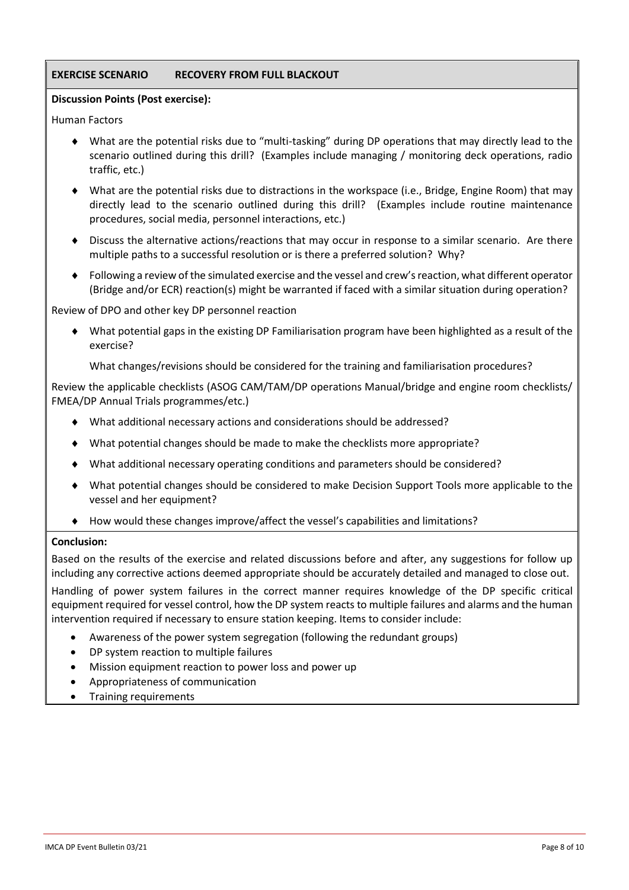**EXERCISE SCENARIO RECOVERY FROM FULL BLACKOUT**

**Discussion Points (Post exercise):**

Human Factors

- What are the potential risks due to "multi-tasking" during DP operations that may directly lead to the scenario outlined during this drill? (Examples include managing / monitoring deck operations, radio traffic, etc.)
- What are the potential risks due to distractions in the workspace (i.e., Bridge, Engine Room) that may directly lead to the scenario outlined during this drill? (Examples include routine maintenance procedures, social media, personnel interactions, etc.)
- Discuss the alternative actions/reactions that may occur in response to a similar scenario. Are there multiple paths to a successful resolution or is there a preferred solution? Why?
- Following a review of the simulated exercise and the vessel and crew's reaction, what different operator (Bridge and/or ECR) reaction(s) might be warranted if faced with a similar situation during operation?

Review of DPO and other key DP personnel reaction

- What potential gaps in the existing DP Familiarisation program have been highlighted as a result of the exercise?

  What changes/revisions should be considered for the training and familiarisation procedures?

Review the applicable checklists (ASOG CAM/TAM/DP operations Manual/bridge and engine room checklists/ FMEA/DP Annual Trials programmes/etc.)

- What additional necessary actions and considerations should be addressed?
- What potential changes should be made to make the checklists more appropriate?
- What additional necessary operating conditions and parameters should be considered?
- What potential changes should be considered to make Decision Support Tools more applicable to the vessel and her equipment?
- How would these changes improve/affect the vessel's capabilities and limitations?

**Conclusion:**

Based on the results of the exercise and related discussions before and after, any suggestions for follow up including any corrective actions deemed appropriate should be accurately detailed and managed to close out.

Handling of power system failures in the correct manner requires knowledge of the DP specific critical equipment required for vessel control, how the DP system reacts to multiple failures and alarms and the human intervention required if necessary to ensure station keeping. Items to consider include:

- Awareness of the power system segregation (following the redundant groups)
- DP system reaction to multiple failures
- Mission equipment reaction to power loss and power up
- Appropriateness of communication
- Training requirements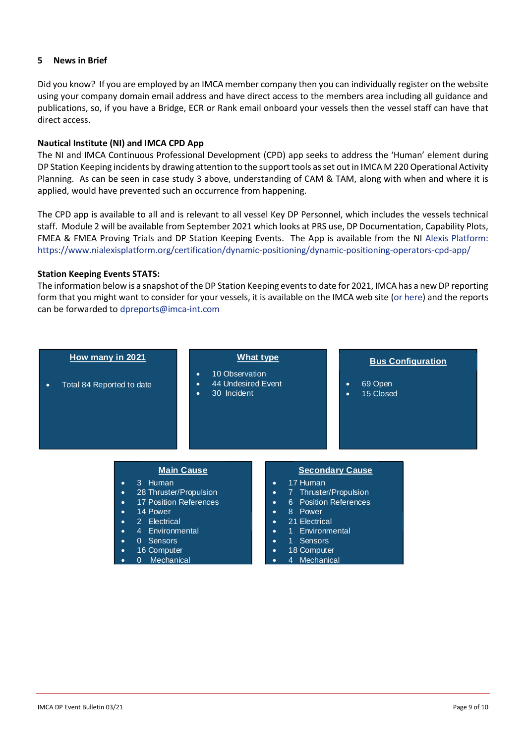## 5 News in Brief

Did you know? If you are employed by an IMCA member company then you can individually register on the website using your company domain email address and have direct access to the members area including all guidance and publications, so, if you have a Bridge, ECR or Rank email onboard your vessels then the vessel staff can have that direct access.

**Nautical Institute (NI) and IMCA CPD App**

The NI and IMCA Continuous Professional Development (CPD) app seeks to address the 'Human' element during DP Station Keeping incidents by drawing attention to the support tools as set out in IMCA M 220 Operational Activity Planning. As can be seen in case study 3 above, understanding of CAM & TAM, along with when and where it is applied, would have prevented such an occurrence from happening.

The CPD app is available to all and is relevant to all vessel Key DP Personnel, which includes the vessels technical staff. Module 2 will be available from September 2021 which looks at PRS use, DP Documentation, Capability Plots, FMEA & FMEA Proving Trials and DP Station Keeping Events. The App is available from the NI Alexis Platform: https://www.nialexisplatform.org/certification/dynamic-positioning/dynamic-positioning-operators-cpd-app/

**Station Keeping Events STATS:**

The information below is a snapshot of the DP Station Keeping events to date for 2021, IMCA has a new DP reporting form that you might want to consider for your vessels, it is available on the IMCA web site (or here) and the reports can be forwarded to dpreports@imca-int.com

**How many in 2021**

- Total 84 Reported to date

**What type**

- 10 Observation
- 44 Undesired Event
- 30 Incident

**Bus Configuration**

- 69 Open
- 15 Closed

**Main Cause**

- 3 Human
- 28 Thruster/Propulsion
- 17 Position References
- 14 Power
- 2 Electrical
- 4 Environmental
- 0 Sensors
- 16 Computer
- 0 Mechanical

**Secondary Cause**

- 17 Human
- 7 Thruster/Propulsion
- 6 Position References
- 8 Power
- 21 Electrical
- 1 Environmental
- 1 Sensors
- 18 Computer
- 4 Mechanical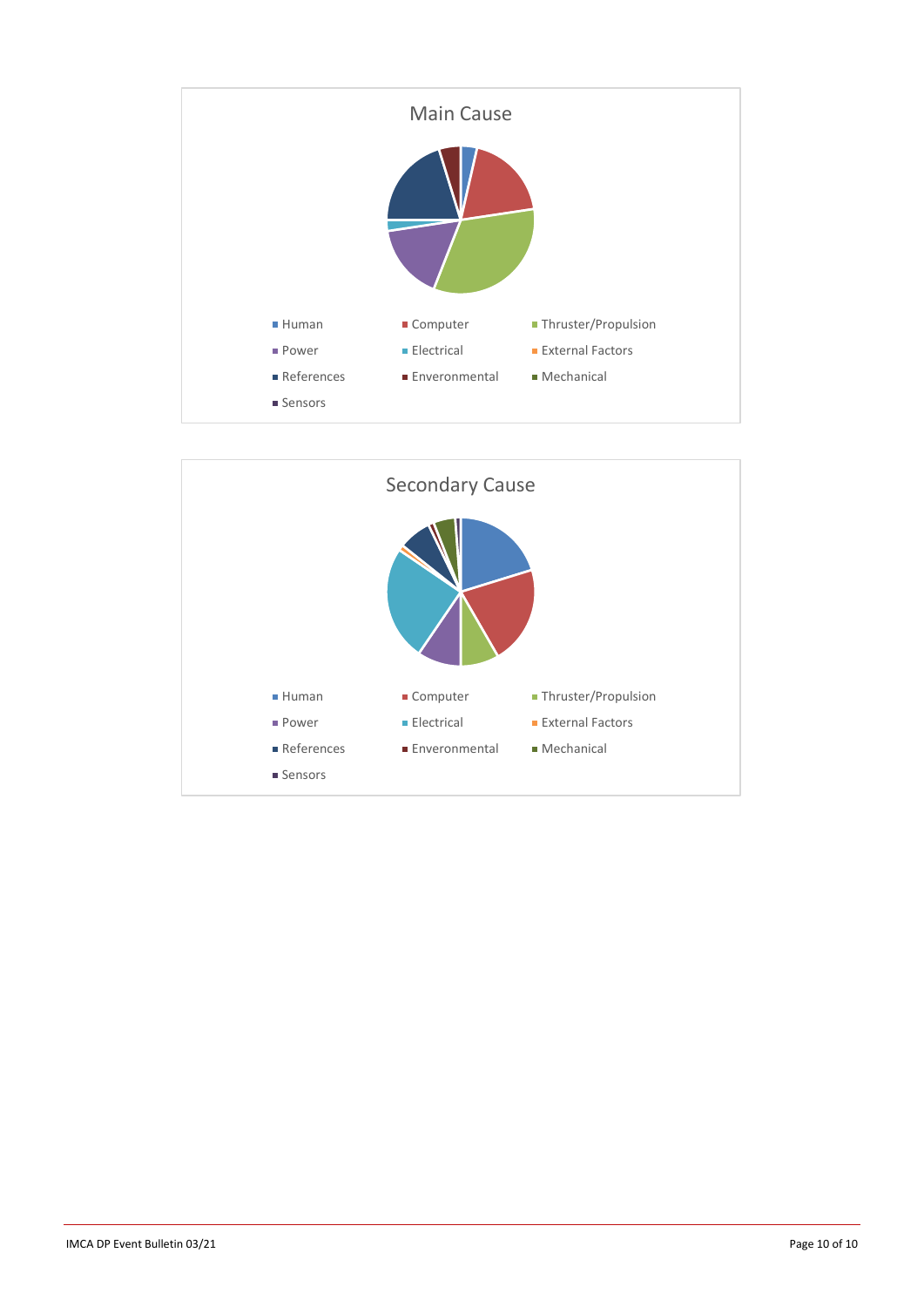Main Cause

Human
Computer
Thruster/Propulsion
Power
Electrical
External Factors
References
Environmental
Mechanical
Sensors

Secondary Cause

Human
Computer
Thruster/Propulsion
Power
Electrical
External Factors
References
Environmental
Mechanical
Sensors